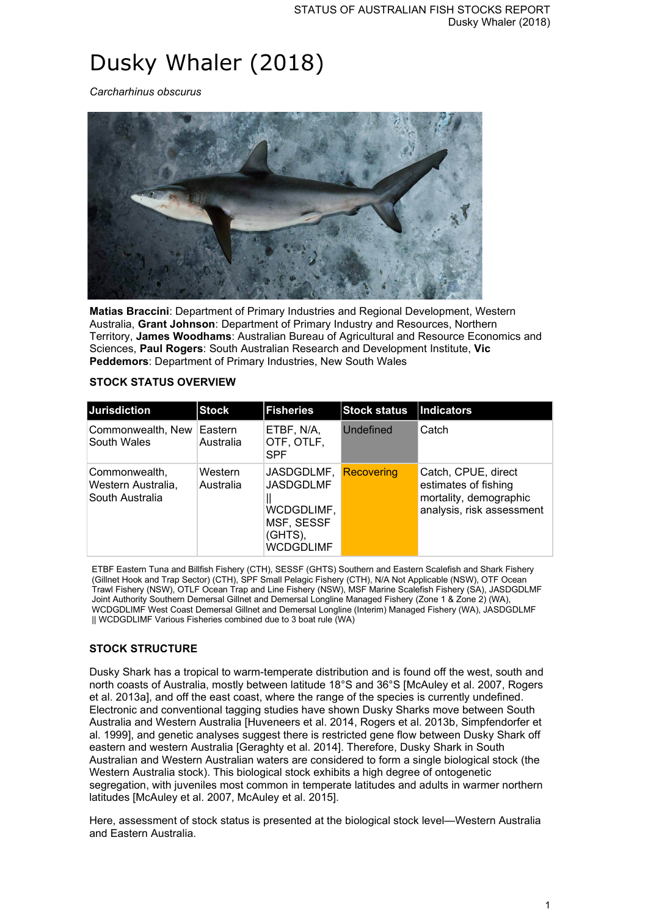# Dusky Whaler (2018)

*Carcharhinus obscurus*

**Matias Braccini**: Department of Primary Industries and Regional Development, Western Australia, **Grant Johnson**: Department of Primary Industry and Resources, Northern Territory, **James Woodhams**: Australian Bureau of Agricultural and Resource Economics and Sciences, **Paul Rogers**: South Australian Research and Development Institute, **Vic Peddemors**: Department of Primary Industries, New South Wales

### STOCK STATUS OVERVIEW

| Jurisdiction | Stock | Fisheries | Stock status | Indicators |
|---|---|---|---|---|
| Commonwealth, New South Wales | Eastern Australia | ETBF, N/A, OTF, OTLF, SPF | Undefined | Catch |
| Commonwealth, Western Australia, South Australia | Western Australia | JASDGDLMF, JASDGDLMF \|\| WCDGDLIMF, MSF, SESSF (GHTS), WCDGDLIMF | Recovering | Catch, CPUE, direct estimates of fishing mortality, demographic analysis, risk assessment |

ETBF Eastern Tuna and Billfish Fishery (CTH), SESSF (GHTS) Southern and Eastern Scalefish and Shark Fishery (Gillnet Hook and Trap Sector) (CTH), SPF Small Pelagic Fishery (CTH), N/A Not Applicable (NSW), OTF Ocean Trawl Fishery (NSW), OTLF Ocean Trap and Line Fishery (NSW), MSF Marine Scalefish Fishery (SA), JASDGDLMF Joint Authority Southern Demersal Gillnet and Demersal Longline Managed Fishery (Zone 1 & Zone 2) (WA), WCDGDLIMF West Coast Demersal Gillnet and Demersal Longline (Interim) Managed Fishery (WA), JASDGDLMF || WCDGDLIMF Various Fisheries combined due to 3 boat rule (WA)

### STOCK STRUCTURE

Dusky Shark has a tropical to warm-temperate distribution and is found off the west, south and north coasts of Australia, mostly between latitude 18°S and 36°S [McAuley et al. 2007, Rogers et al. 2013a], and off the east coast, where the range of the species is currently undefined. Electronic and conventional tagging studies have shown Dusky Sharks move between South Australia and Western Australia [Huveneers et al. 2014, Rogers et al. 2013b, Simpfendorfer et al. 1999], and genetic analyses suggest there is restricted gene flow between Dusky Shark off eastern and western Australia [Geraghty et al. 2014]. Therefore, Dusky Shark in South Australian and Western Australian waters are considered to form a single biological stock (the Western Australia stock). This biological stock exhibits a high degree of ontogenetic segregation, with juveniles most common in temperate latitudes and adults in warmer northern latitudes [McAuley et al. 2007, McAuley et al. 2015].

Here, assessment of stock status is presented at the biological stock level—Western Australia and Eastern Australia.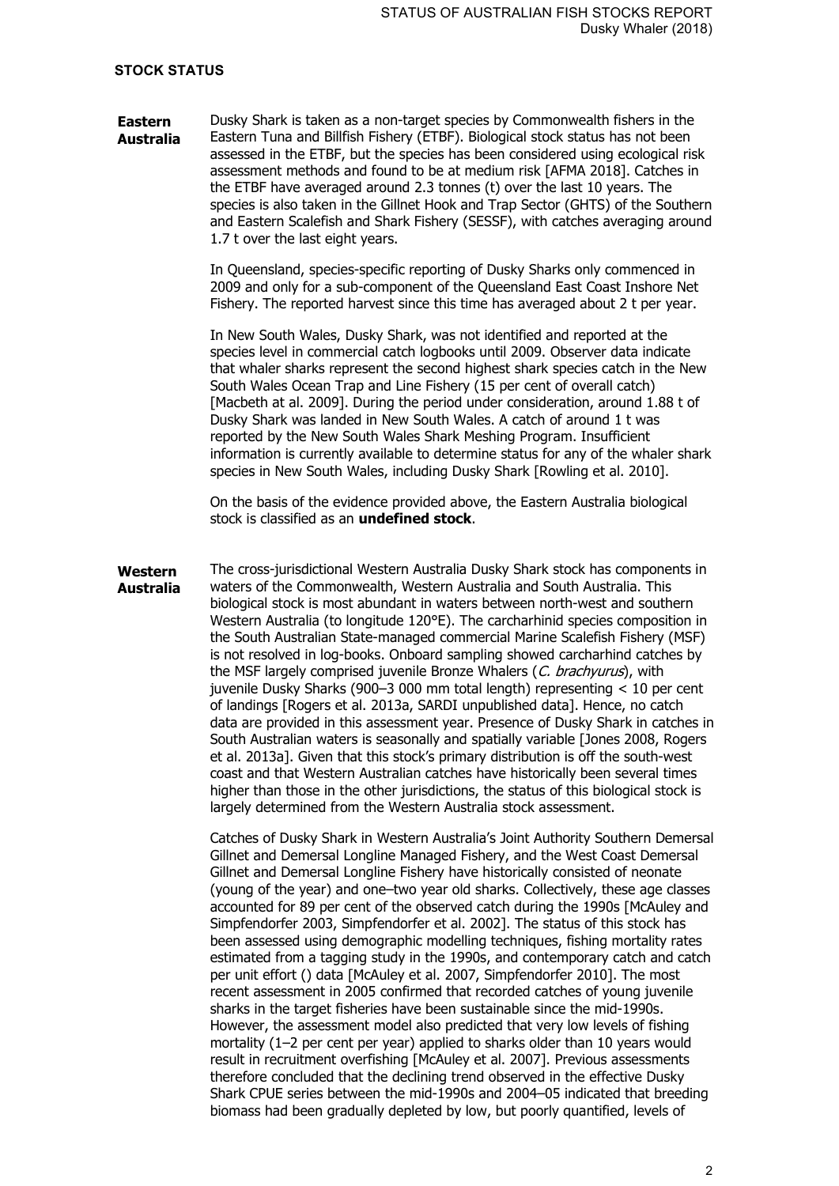## STOCK STATUS

**Eastern Australia**

Dusky Shark is taken as a non-target species by Commonwealth fishers in the Eastern Tuna and Billfish Fishery (ETBF). Biological stock status has not been assessed in the ETBF, but the species has been considered using ecological risk assessment methods and found to be at medium risk [AFMA 2018]. Catches in the ETBF have averaged around 2.3 tonnes (t) over the last 10 years. The species is also taken in the Gillnet Hook and Trap Sector (GHTS) of the Southern and Eastern Scalefish and Shark Fishery (SESSF), with catches averaging around 1.7 t over the last eight years.

In Queensland, species-specific reporting of Dusky Sharks only commenced in 2009 and only for a sub-component of the Queensland East Coast Inshore Net Fishery. The reported harvest since this time has averaged about 2 t per year.

In New South Wales, Dusky Shark, was not identified and reported at the species level in commercial catch logbooks until 2009. Observer data indicate that whaler sharks represent the second highest shark species catch in the New South Wales Ocean Trap and Line Fishery (15 per cent of overall catch) [Macbeth at al. 2009]. During the period under consideration, around 1.88 t of Dusky Shark was landed in New South Wales. A catch of around 1 t was reported by the New South Wales Shark Meshing Program. Insufficient information is currently available to determine status for any of the whaler shark species in New South Wales, including Dusky Shark [Rowling et al. 2010].

On the basis of the evidence provided above, the Eastern Australia biological stock is classified as an **undefined stock**.

**Western Australia**

The cross-jurisdictional Western Australia Dusky Shark stock has components in waters of the Commonwealth, Western Australia and South Australia. This biological stock is most abundant in waters between north-west and southern Western Australia (to longitude 120°E). The carcharhinid species composition in the South Australian State-managed commercial Marine Scalefish Fishery (MSF) is not resolved in log-books. Onboard sampling showed carcharhind catches by the MSF largely comprised juvenile Bronze Whalers (*C. brachyurus*), with juvenile Dusky Sharks (900–3 000 mm total length) representing < 10 per cent of landings [Rogers et al. 2013a, SARDI unpublished data]. Hence, no catch data are provided in this assessment year. Presence of Dusky Shark in catches in South Australian waters is seasonally and spatially variable [Jones 2008, Rogers et al. 2013a]. Given that this stock's primary distribution is off the south-west coast and that Western Australian catches have historically been several times higher than those in the other jurisdictions, the status of this biological stock is largely determined from the Western Australia stock assessment.

Catches of Dusky Shark in Western Australia's Joint Authority Southern Demersal Gillnet and Demersal Longline Managed Fishery, and the West Coast Demersal Gillnet and Demersal Longline Fishery have historically consisted of neonate (young of the year) and one–two year old sharks. Collectively, these age classes accounted for 89 per cent of the observed catch during the 1990s [McAuley and Simpfendorfer 2003, Simpfendorfer et al. 2002]. The status of this stock has been assessed using demographic modelling techniques, fishing mortality rates estimated from a tagging study in the 1990s, and contemporary catch and catch per unit effort () data [McAuley et al. 2007, Simpfendorfer 2010]. The most recent assessment in 2005 confirmed that recorded catches of young juvenile sharks in the target fisheries have been sustainable since the mid-1990s. However, the assessment model also predicted that very low levels of fishing mortality (1–2 per cent per year) applied to sharks older than 10 years would result in recruitment overfishing [McAuley et al. 2007]. Previous assessments therefore concluded that the declining trend observed in the effective Dusky Shark CPUE series between the mid-1990s and 2004–05 indicated that breeding biomass had been gradually depleted by low, but poorly quantified, levels of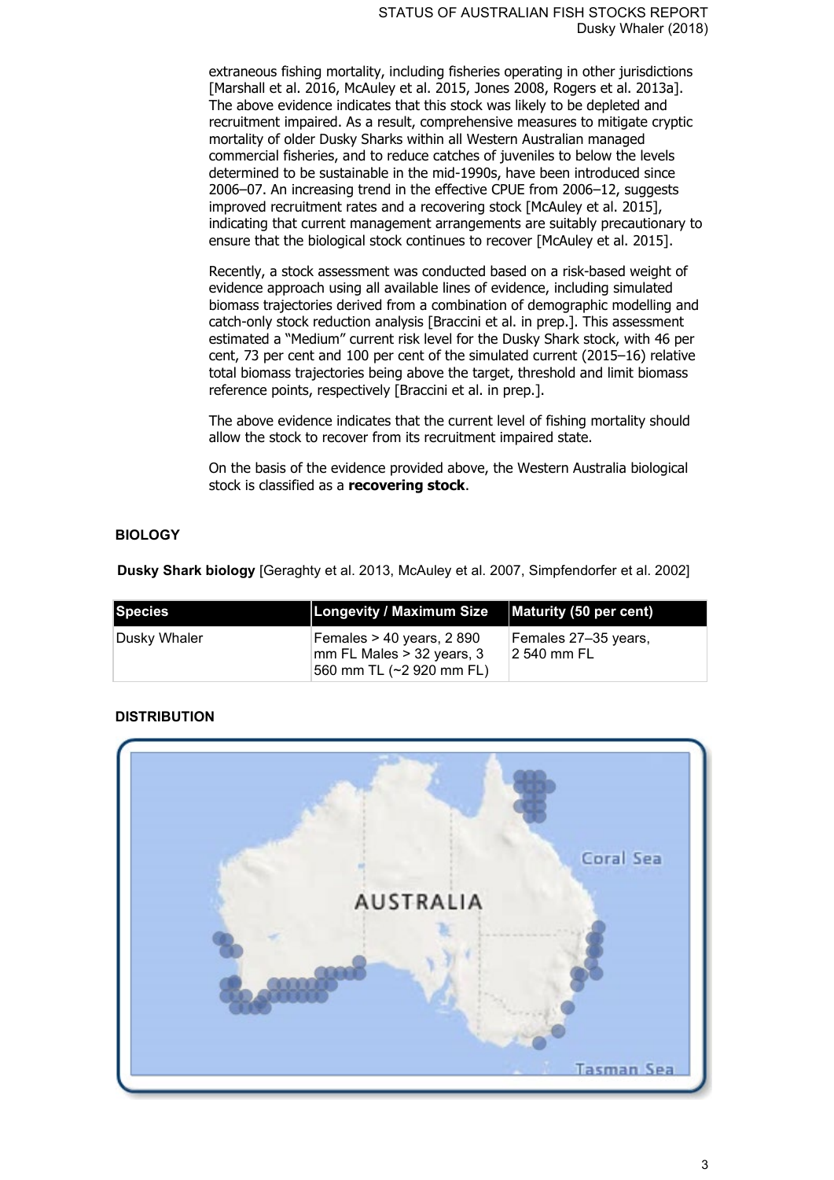extraneous fishing mortality, including fisheries operating in other jurisdictions [Marshall et al. 2016, McAuley et al. 2015, Jones 2008, Rogers et al. 2013a]. The above evidence indicates that this stock was likely to be depleted and recruitment impaired. As a result, comprehensive measures to mitigate cryptic mortality of older Dusky Sharks within all Western Australian managed commercial fisheries, and to reduce catches of juveniles to below the levels determined to be sustainable in the mid-1990s, have been introduced since 2006–07. An increasing trend in the effective CPUE from 2006–12, suggests improved recruitment rates and a recovering stock [McAuley et al. 2015], indicating that current management arrangements are suitably precautionary to ensure that the biological stock continues to recover [McAuley et al. 2015].

Recently, a stock assessment was conducted based on a risk-based weight of evidence approach using all available lines of evidence, including simulated biomass trajectories derived from a combination of demographic modelling and catch-only stock reduction analysis [Braccini et al. in prep.]. This assessment estimated a "Medium" current risk level for the Dusky Shark stock, with 46 per cent, 73 per cent and 100 per cent of the simulated current (2015–16) relative total biomass trajectories being above the target, threshold and limit biomass reference points, respectively [Braccini et al. in prep.].

The above evidence indicates that the current level of fishing mortality should allow the stock to recover from its recruitment impaired state.

On the basis of the evidence provided above, the Western Australia biological stock is classified as a **recovering stock**.

## BIOLOGY

**Dusky Shark biology** [Geraghty et al. 2013, McAuley et al. 2007, Simpfendorfer et al. 2002]

| Species | Longevity / Maximum Size | Maturity (50 per cent) |
|---|---|---|
| Dusky Whaler | Females > 40 years, 2 890 mm FL Males > 32 years, 3 560 mm TL (~2 920 mm FL) | Females 27–35 years, 2 540 mm FL |

## DISTRIBUTION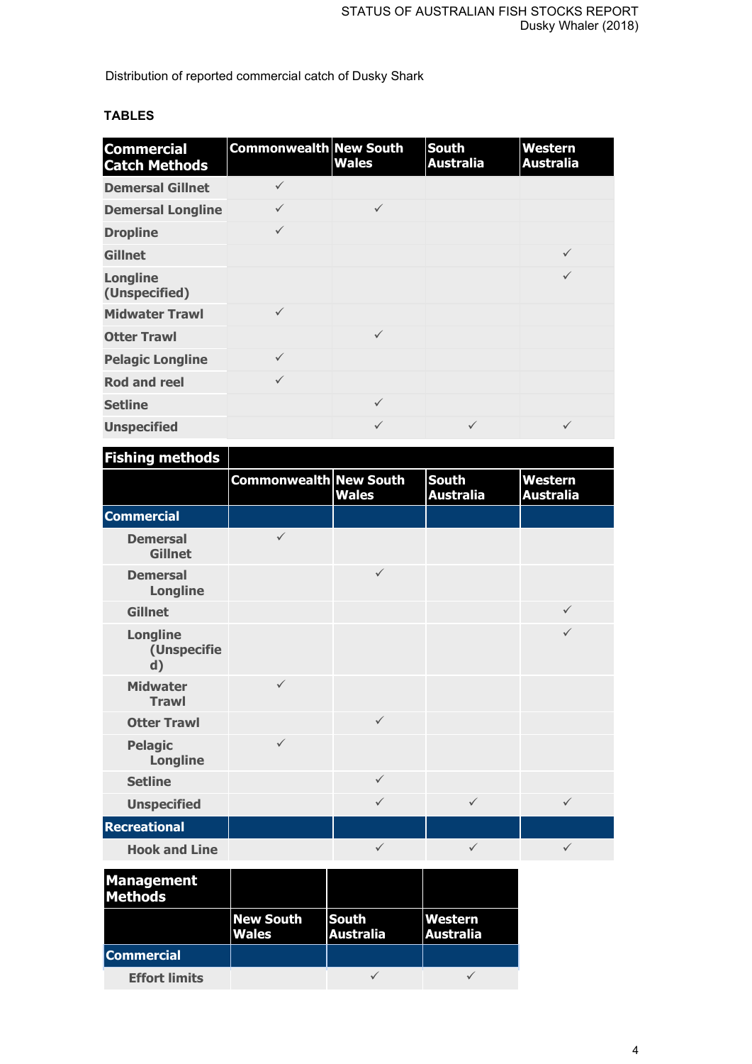Distribution of reported commercial catch of Dusky Shark

**TABLES**

| Commercial Catch Methods | Commonwealth | New South Wales | South Australia | Western Australia |
|---|---|---|---|---|
| Demersal Gillnet | ✓ | | | |
| Demersal Longline | ✓ | ✓ | | |
| Dropline | ✓ | | | |
| Gillnet | | | | ✓ |
| Longline (Unspecified) | | | | ✓ |
| Midwater Trawl | ✓ | | | |
| Otter Trawl | | ✓ | | |
| Pelagic Longline | ✓ | | | |
| Rod and reel | ✓ | | | |
| Setline | | ✓ | | |
| Unspecified | | ✓ | ✓ | ✓ |

| Fishing methods | | | | |
|---|---|---|---|---|
| | Commonwealth | New South Wales | South Australia | Western Australia |
| **Commercial** | | | | |
| Demersal Gillnet | ✓ | | | |
| Demersal Longline | | ✓ | | |
| Gillnet | | | | ✓ |
| Longline (Unspecified) | | | | ✓ |
| Midwater Trawl | ✓ | | | |
| Otter Trawl | | ✓ | | |
| Pelagic Longline | ✓ | | | |
| Setline | | ✓ | | |
| Unspecified | | ✓ | ✓ | ✓ |
| **Recreational** | | | | |
| Hook and Line | | ✓ | ✓ | ✓ |

| Management Methods | | | |
|---|---|---|---|
| | New South Wales | South Australia | Western Australia |
| **Commercial** | | | |
| Effort limits | | ✓ | ✓ |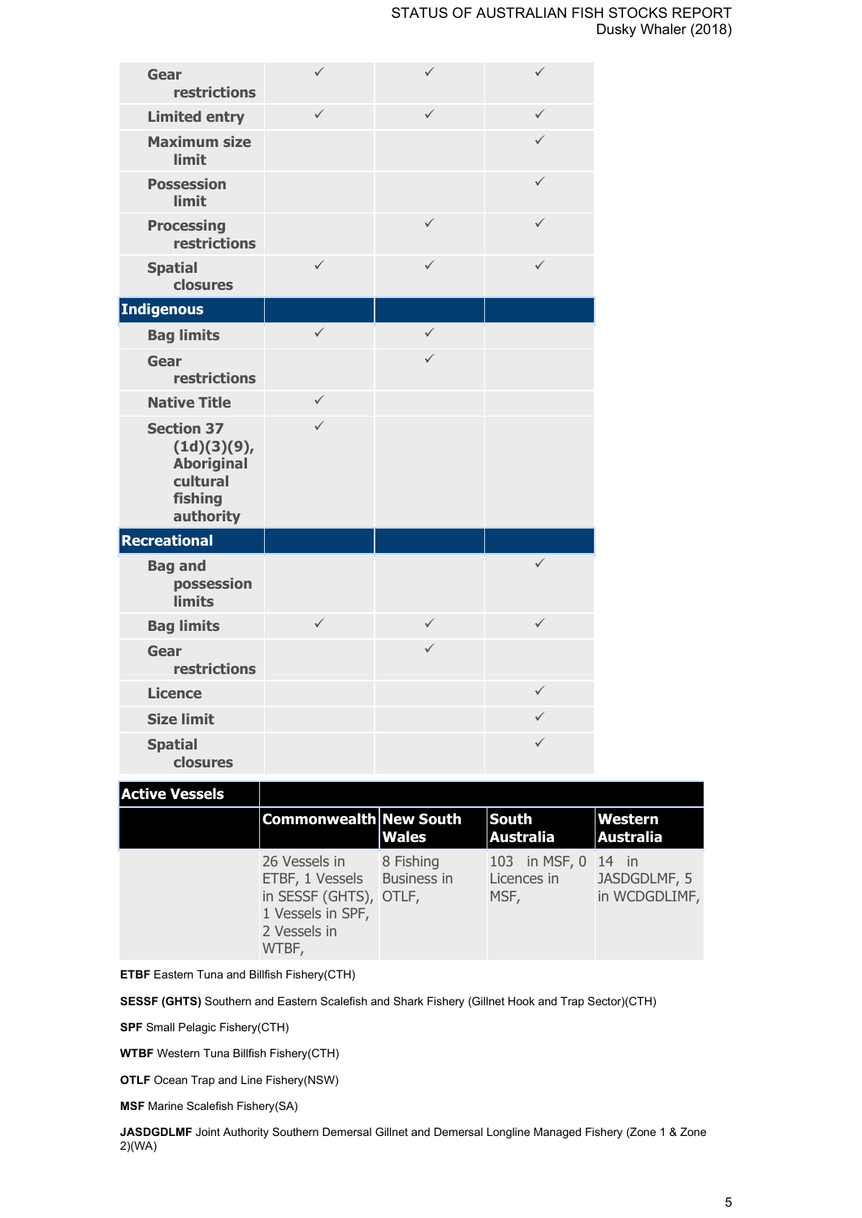| | | | |
|---|---|---|---|
| Gear restrictions | ✓ | ✓ | ✓ |
| Limited entry | ✓ | ✓ | ✓ |
| Maximum size limit | | | ✓ |
| Possession limit | | | ✓ |
| Processing restrictions | | ✓ | ✓ |
| Spatial closures | ✓ | ✓ | ✓ |
| **Indigenous** | | | |
| Bag limits | ✓ | ✓ | |
| Gear restrictions | | ✓ | |
| Native Title | ✓ | | |
| Section 37 (1d)(3)(9), Aboriginal cultural fishing authority | ✓ | | |
| **Recreational** | | | |
| Bag and possession limits | | | ✓ |
| Bag limits | ✓ | ✓ | ✓ |
| Gear restrictions | | ✓ | |
| Licence | | | ✓ |
| Size limit | | | ✓ |
| Spatial closures | | | ✓ |

| Active Vessels | | | | |
|---|---|---|---|---|
| | Commonwealth | New South Wales | South Australia | Western Australia |
| | 26 Vessels in ETBF, 1 Vessels in SESSF (GHTS), 1 Vessels in SPF, 2 Vessels in WTBF, | 8 Fishing Business in OTLF, | 103 in MSF, 0 Licences in MSF, | 14 in JASDGDLMF, 5 in WCDGDLIMF, |

**ETBF** Eastern Tuna and Billfish Fishery(CTH)

**SESSF (GHTS)** Southern and Eastern Scalefish and Shark Fishery (Gillnet Hook and Trap Sector)(CTH)

**SPF** Small Pelagic Fishery(CTH)

**WTBF** Western Tuna Billfish Fishery(CTH)

**OTLF** Ocean Trap and Line Fishery(NSW)

**MSF** Marine Scalefish Fishery(SA)

**JASDGDLMF** Joint Authority Southern Demersal Gillnet and Demersal Longline Managed Fishery (Zone 1 & Zone 2)(WA)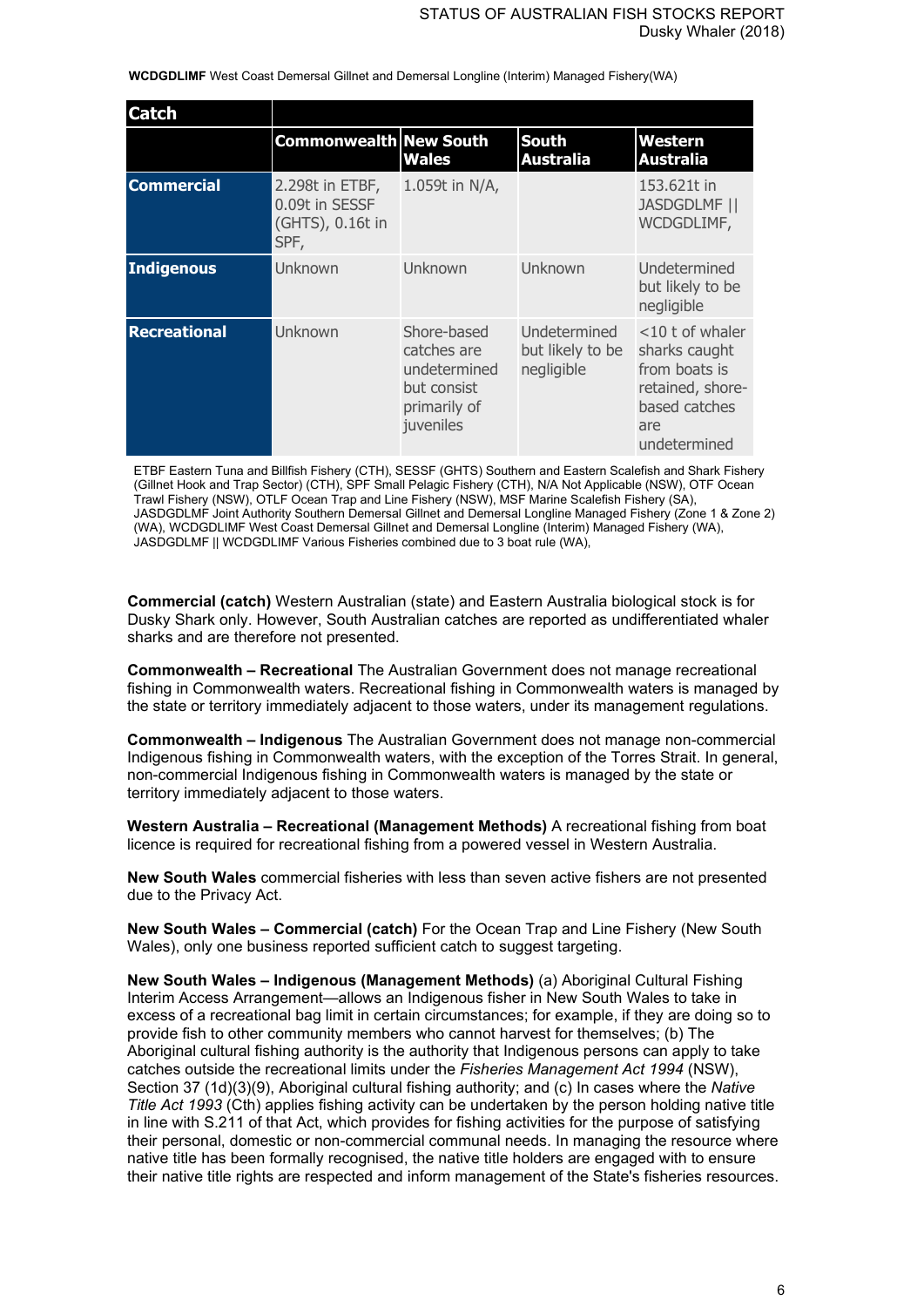**WCDGDLIMF** West Coast Demersal Gillnet and Demersal Longline (Interim) Managed Fishery(WA)

| Catch | | | | |
|---|---|---|---|---|
| | **Commonwealth** | **New South Wales** | **South Australia** | **Western Australia** |
| **Commercial** | 2.298t in ETBF, 0.09t in SESSF (GHTS), 0.16t in SPF, | 1.059t in N/A, | | 153.621t in JASDGDLMF \|\| WCDGDLIMF, |
| **Indigenous** | Unknown | Unknown | Unknown | Undetermined but likely to be negligible |
| **Recreational** | Unknown | Shore-based catches are undetermined but consist primarily of juveniles | Undetermined but likely to be negligible | <10 t of whaler sharks caught from boats is retained, shore-based catches are undetermined |

ETBF Eastern Tuna and Billfish Fishery (CTH), SESSF (GHTS) Southern and Eastern Scalefish and Shark Fishery (Gillnet Hook and Trap Sector) (CTH), SPF Small Pelagic Fishery (CTH), N/A Not Applicable (NSW), OTF Ocean Trawl Fishery (NSW), OTLF Ocean Trap and Line Fishery (NSW), MSF Marine Scalefish Fishery (SA), JASDGDLMF Joint Authority Southern Demersal Gillnet and Demersal Longline Managed Fishery (Zone 1 & Zone 2) (WA), WCDGDLIMF West Coast Demersal Gillnet and Demersal Longline (Interim) Managed Fishery (WA), JASDGDLMF || WCDGDLIMF Various Fisheries combined due to 3 boat rule (WA),

**Commercial (catch)** Western Australian (state) and Eastern Australia biological stock is for Dusky Shark only. However, South Australian catches are reported as undifferentiated whaler sharks and are therefore not presented.

**Commonwealth – Recreational** The Australian Government does not manage recreational fishing in Commonwealth waters. Recreational fishing in Commonwealth waters is managed by the state or territory immediately adjacent to those waters, under its management regulations.

**Commonwealth – Indigenous** The Australian Government does not manage non-commercial Indigenous fishing in Commonwealth waters, with the exception of the Torres Strait. In general, non-commercial Indigenous fishing in Commonwealth waters is managed by the state or territory immediately adjacent to those waters.

**Western Australia – Recreational (Management Methods)** A recreational fishing from boat licence is required for recreational fishing from a powered vessel in Western Australia.

**New South Wales** commercial fisheries with less than seven active fishers are not presented due to the Privacy Act.

**New South Wales – Commercial (catch)** For the Ocean Trap and Line Fishery (New South Wales), only one business reported sufficient catch to suggest targeting.

**New South Wales – Indigenous (Management Methods)** (a) Aboriginal Cultural Fishing Interim Access Arrangement—allows an Indigenous fisher in New South Wales to take in excess of a recreational bag limit in certain circumstances; for example, if they are doing so to provide fish to other community members who cannot harvest for themselves; (b) The Aboriginal cultural fishing authority is the authority that Indigenous persons can apply to take catches outside the recreational limits under the *Fisheries Management Act 1994* (NSW), Section 37 (1d)(3)(9), Aboriginal cultural fishing authority; and (c) In cases where the *Native Title Act 1993* (Cth) applies fishing activity can be undertaken by the person holding native title in line with S.211 of that Act, which provides for fishing activities for the purpose of satisfying their personal, domestic or non-commercial communal needs. In managing the resource where native title has been formally recognised, the native title holders are engaged with to ensure their native title rights are respected and inform management of the State's fisheries resources.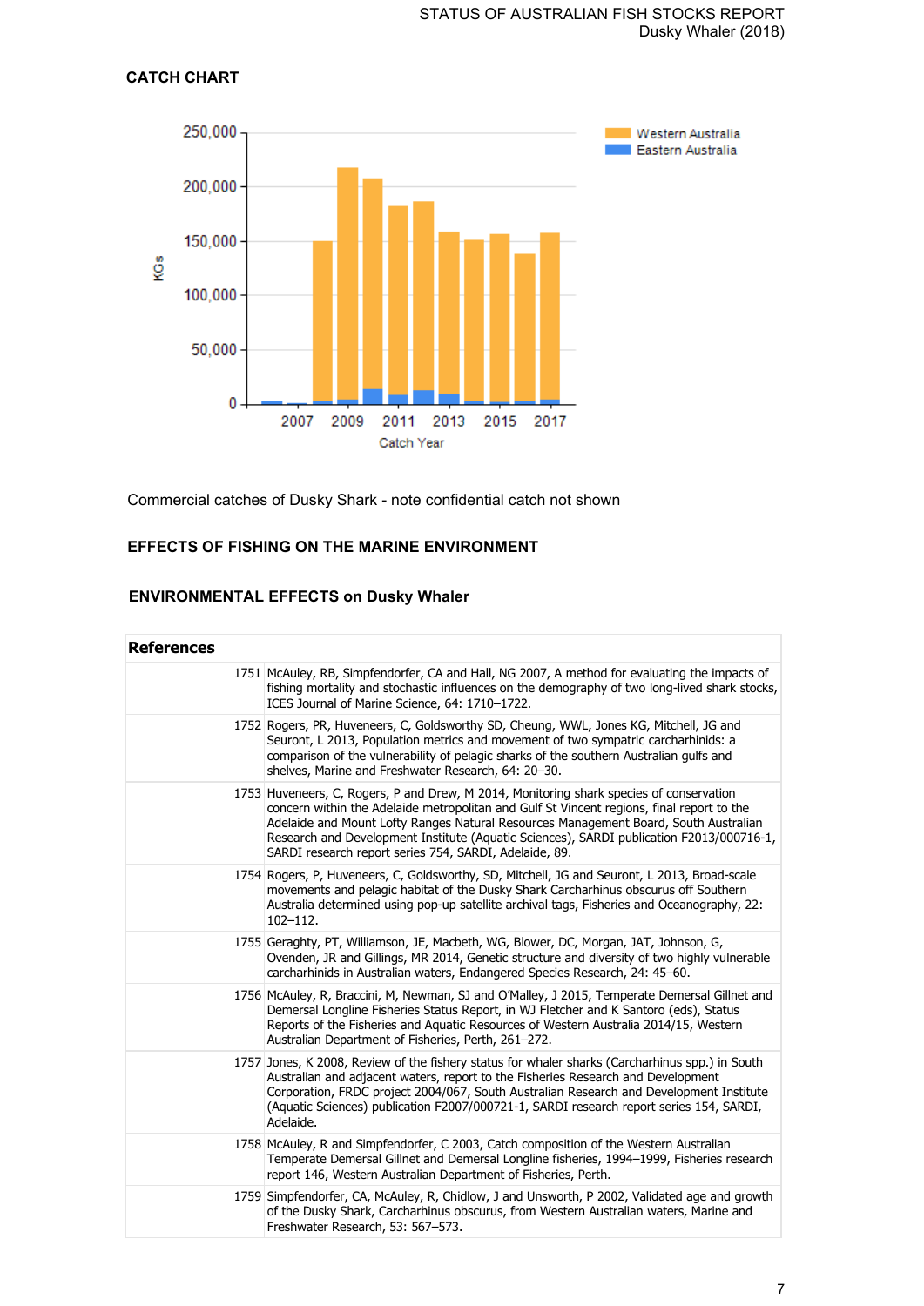## CATCH CHART

Commercial catches of Dusky Shark - note confidential catch not shown

## EFFECTS OF FISHING ON THE MARINE ENVIRONMENT

### ENVIRONMENTAL EFFECTS on Dusky Whaler

| References | |
|---|---|
| 1751 | McAuley, RB, Simpfendorfer, CA and Hall, NG 2007, A method for evaluating the impacts of fishing mortality and stochastic influences on the demography of two long-lived shark stocks, ICES Journal of Marine Science, 64: 1710–1722. |
| 1752 | Rogers, PR, Huveneers, C, Goldsworthy SD, Cheung, WWL, Jones KG, Mitchell, JG and Seuront, L 2013, Population metrics and movement of two sympatric carcharhinids: a comparison of the vulnerability of pelagic sharks of the southern Australian gulfs and shelves, Marine and Freshwater Research, 64: 20–30. |
| 1753 | Huveneers, C, Rogers, P and Drew, M 2014, Monitoring shark species of conservation concern within the Adelaide metropolitan and Gulf St Vincent regions, final report to the Adelaide and Mount Lofty Ranges Natural Resources Management Board, South Australian Research and Development Institute (Aquatic Sciences), SARDI publication F2013/000716-1, SARDI research report series 754, SARDI, Adelaide, 89. |
| 1754 | Rogers, P, Huveneers, C, Goldsworthy, SD, Mitchell, JG and Seuront, L 2013, Broad-scale movements and pelagic habitat of the Dusky Shark Carcharhinus obscurus off Southern Australia determined using pop-up satellite archival tags, Fisheries and Oceanography, 22: 102–112. |
| 1755 | Geraghty, PT, Williamson, JE, Macbeth, WG, Blower, DC, Morgan, JAT, Johnson, G, Ovenden, JR and Gillings, MR 2014, Genetic structure and diversity of two highly vulnerable carcharhinids in Australian waters, Endangered Species Research, 24: 45–60. |
| 1756 | McAuley, R, Braccini, M, Newman, SJ and O'Malley, J 2015, Temperate Demersal Gillnet and Demersal Longline Fisheries Status Report, in WJ Fletcher and K Santoro (eds), Status Reports of the Fisheries and Aquatic Resources of Western Australia 2014/15, Western Australian Department of Fisheries, Perth, 261–272. |
| 1757 | Jones, K 2008, Review of the fishery status for whaler sharks (Carcharhinus spp.) in South Australian and adjacent waters, report to the Fisheries Research and Development Corporation, FRDC project 2004/067, South Australian Research and Development Institute (Aquatic Sciences) publication F2007/000721-1, SARDI research report series 154, SARDI, Adelaide. |
| 1758 | McAuley, R and Simpfendorfer, C 2003, Catch composition of the Western Australian Temperate Demersal Gillnet and Demersal Longline fisheries, 1994–1999, Fisheries research report 146, Western Australian Department of Fisheries, Perth. |
| 1759 | Simpfendorfer, CA, McAuley, R, Chidlow, J and Unsworth, P 2002, Validated age and growth of the Dusky Shark, Carcharhinus obscurus, from Western Australian waters, Marine and Freshwater Research, 53: 567–573. |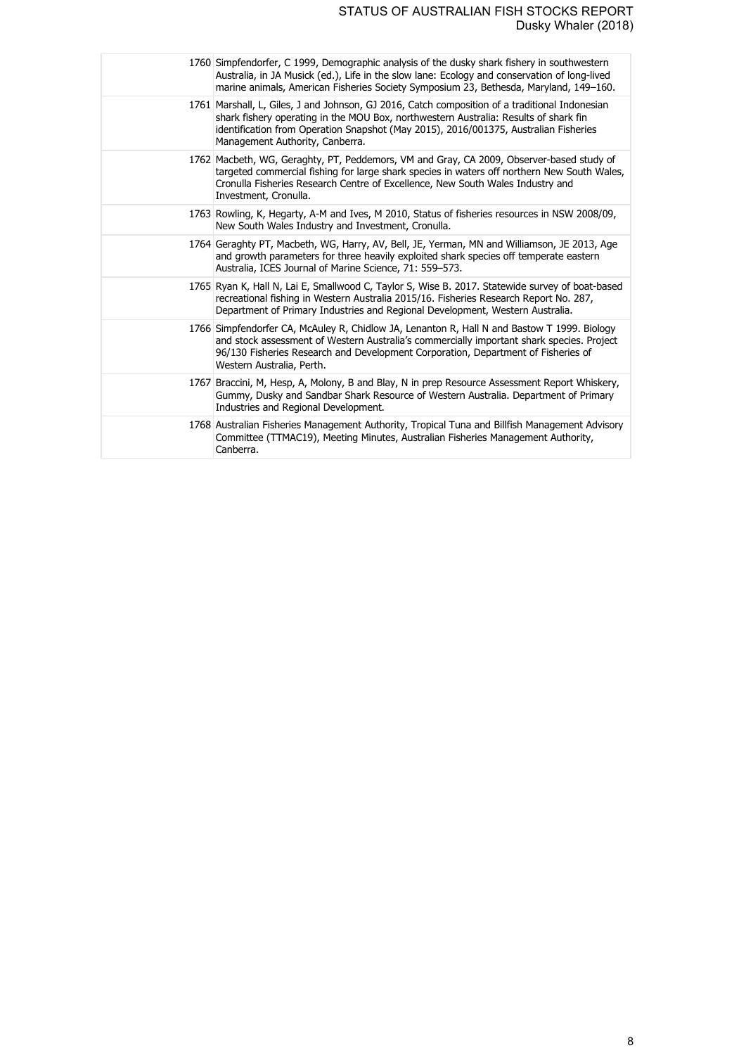| | |
|---|---|
| 1760 | Simpfendorfer, C 1999, Demographic analysis of the dusky shark fishery in southwestern Australia, in JA Musick (ed.), Life in the slow lane: Ecology and conservation of long-lived marine animals, American Fisheries Society Symposium 23, Bethesda, Maryland, 149–160. |
| 1761 | Marshall, L, Giles, J and Johnson, GJ 2016, Catch composition of a traditional Indonesian shark fishery operating in the MOU Box, northwestern Australia: Results of shark fin identification from Operation Snapshot (May 2015), 2016/001375, Australian Fisheries Management Authority, Canberra. |
| 1762 | Macbeth, WG, Geraghty, PT, Peddemors, VM and Gray, CA 2009, Observer-based study of targeted commercial fishing for large shark species in waters off northern New South Wales, Cronulla Fisheries Research Centre of Excellence, New South Wales Industry and Investment, Cronulla. |
| 1763 | Rowling, K, Hegarty, A-M and Ives, M 2010, Status of fisheries resources in NSW 2008/09, New South Wales Industry and Investment, Cronulla. |
| 1764 | Geraghty PT, Macbeth, WG, Harry, AV, Bell, JE, Yerman, MN and Williamson, JE 2013, Age and growth parameters for three heavily exploited shark species off temperate eastern Australia, ICES Journal of Marine Science, 71: 559–573. |
| 1765 | Ryan K, Hall N, Lai E, Smallwood C, Taylor S, Wise B. 2017. Statewide survey of boat-based recreational fishing in Western Australia 2015/16. Fisheries Research Report No. 287, Department of Primary Industries and Regional Development, Western Australia. |
| 1766 | Simpfendorfer CA, McAuley R, Chidlow JA, Lenanton R, Hall N and Bastow T 1999. Biology and stock assessment of Western Australia's commercially important shark species. Project 96/130 Fisheries Research and Development Corporation, Department of Fisheries of Western Australia, Perth. |
| 1767 | Braccini, M, Hesp, A, Molony, B and Blay, N in prep Resource Assessment Report Whiskery, Gummy, Dusky and Sandbar Shark Resource of Western Australia. Department of Primary Industries and Regional Development. |
| 1768 | Australian Fisheries Management Authority, Tropical Tuna and Billfish Management Advisory Committee (TTMAC19), Meeting Minutes, Australian Fisheries Management Authority, Canberra. |